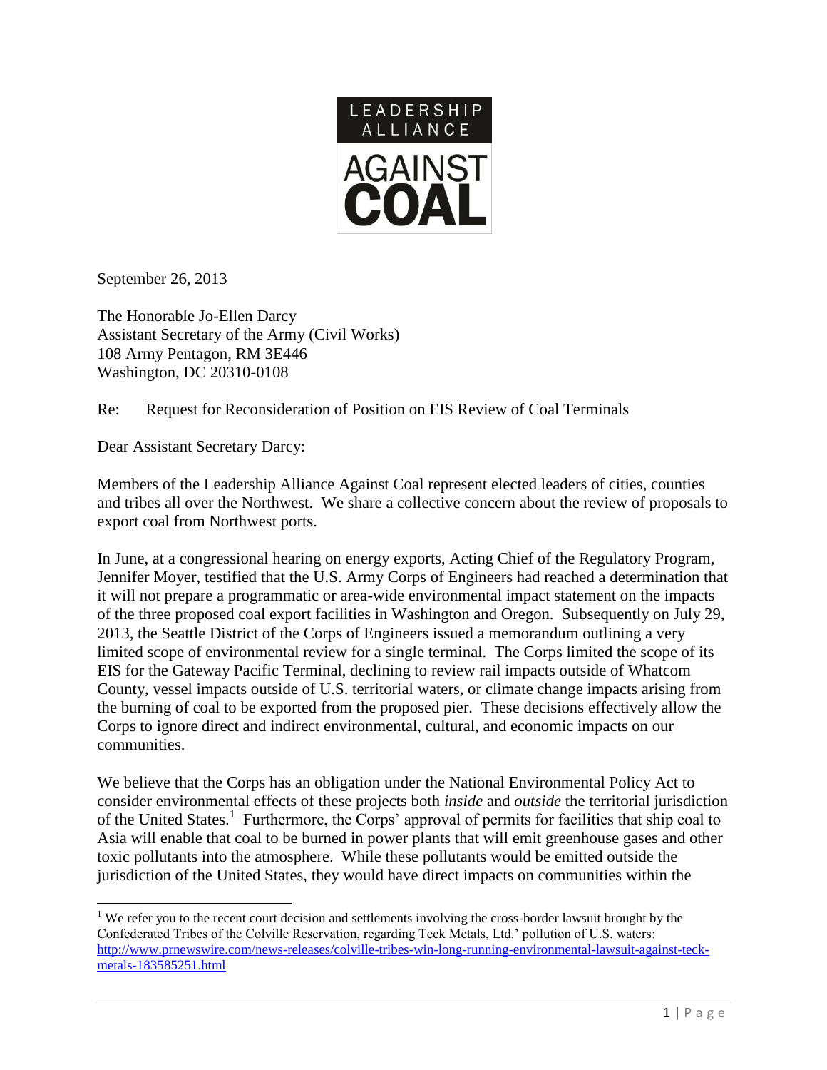LEADERSHIP ALLIANCE AGAINST COAL

September 26, 2013

The Honorable Jo-Ellen Darcy
Assistant Secretary of the Army (Civil Works)
108 Army Pentagon, RM 3E446
Washington, DC 20310-0108

Re: Request for Reconsideration of Position on EIS Review of Coal Terminals

Dear Assistant Secretary Darcy:

Members of the Leadership Alliance Against Coal represent elected leaders of cities, counties and tribes all over the Northwest. We share a collective concern about the review of proposals to export coal from Northwest ports.

In June, at a congressional hearing on energy exports, Acting Chief of the Regulatory Program, Jennifer Moyer, testified that the U.S. Army Corps of Engineers had reached a determination that it will not prepare a programmatic or area-wide environmental impact statement on the impacts of the three proposed coal export facilities in Washington and Oregon. Subsequently on July 29, 2013, the Seattle District of the Corps of Engineers issued a memorandum outlining a very limited scope of environmental review for a single terminal. The Corps limited the scope of its EIS for the Gateway Pacific Terminal, declining to review rail impacts outside of Whatcom County, vessel impacts outside of U.S. territorial waters, or climate change impacts arising from the burning of coal to be exported from the proposed pier. These decisions effectively allow the Corps to ignore direct and indirect environmental, cultural, and economic impacts on our communities.

We believe that the Corps has an obligation under the National Environmental Policy Act to consider environmental effects of these projects both *inside* and *outside* the territorial jurisdiction of the United States.[1] Furthermore, the Corps' approval of permits for facilities that ship coal to Asia will enable that coal to be burned in power plants that will emit greenhouse gases and other toxic pollutants into the atmosphere. While these pollutants would be emitted outside the jurisdiction of the United States, they would have direct impacts on communities within the

[1] We refer you to the recent court decision and settlements involving the cross-border lawsuit brought by the Confederated Tribes of the Colville Reservation, regarding Teck Metals, Ltd.' pollution of U.S. waters: http://www.prnewswire.com/news-releases/colville-tribes-win-long-running-environmental-lawsuit-against-teck-metals-183585251.html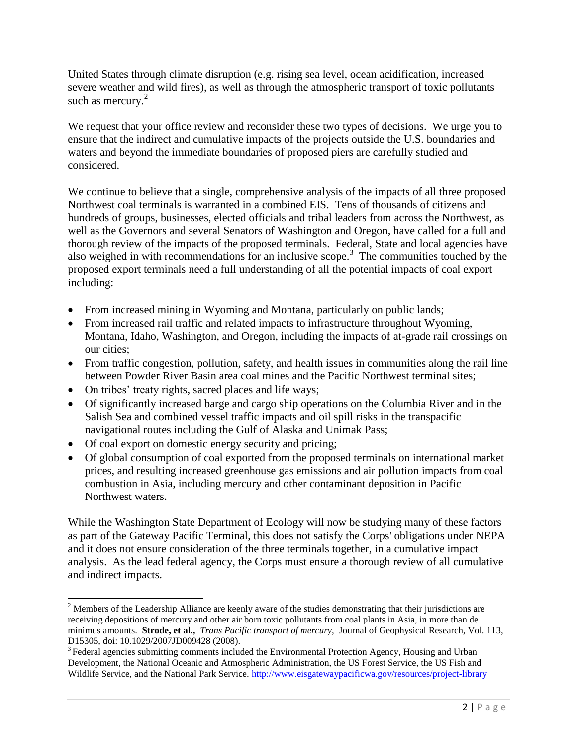United States through climate disruption (e.g. rising sea level, ocean acidification, increased severe weather and wild fires), as well as through the atmospheric transport of toxic pollutants such as mercury.[2]

We request that your office review and reconsider these two types of decisions. We urge you to ensure that the indirect and cumulative impacts of the projects outside the U.S. boundaries and waters and beyond the immediate boundaries of proposed piers are carefully studied and considered.

We continue to believe that a single, comprehensive analysis of the impacts of all three proposed Northwest coal terminals is warranted in a combined EIS. Tens of thousands of citizens and hundreds of groups, businesses, elected officials and tribal leaders from across the Northwest, as well as the Governors and several Senators of Washington and Oregon, have called for a full and thorough review of the impacts of the proposed terminals. Federal, State and local agencies have also weighed in with recommendations for an inclusive scope.[3] The communities touched by the proposed export terminals need a full understanding of all the potential impacts of coal export including:

- From increased mining in Wyoming and Montana, particularly on public lands;
- From increased rail traffic and related impacts to infrastructure throughout Wyoming, Montana, Idaho, Washington, and Oregon, including the impacts of at-grade rail crossings on our cities;
- From traffic congestion, pollution, safety, and health issues in communities along the rail line between Powder River Basin area coal mines and the Pacific Northwest terminal sites;
- On tribes' treaty rights, sacred places and life ways;
- Of significantly increased barge and cargo ship operations on the Columbia River and in the Salish Sea and combined vessel traffic impacts and oil spill risks in the transpacific navigational routes including the Gulf of Alaska and Unimak Pass;
- Of coal export on domestic energy security and pricing;
- Of global consumption of coal exported from the proposed terminals on international market prices, and resulting increased greenhouse gas emissions and air pollution impacts from coal combustion in Asia, including mercury and other contaminant deposition in Pacific Northwest waters.

While the Washington State Department of Ecology will now be studying many of these factors as part of the Gateway Pacific Terminal, this does not satisfy the Corps' obligations under NEPA and it does not ensure consideration of the three terminals together, in a cumulative impact analysis. As the lead federal agency, the Corps must ensure a thorough review of all cumulative and indirect impacts.

---

[2] Members of the Leadership Alliance are keenly aware of the studies demonstrating that their jurisdictions are receiving depositions of mercury and other air born toxic pollutants from coal plants in Asia, in more than de minimus amounts. **Strode, et al.,** *Trans Pacific transport of mercury,* Journal of Geophysical Research, Vol. 113, D15305, doi: 10.1029/2007JD009428 (2008).

[3] Federal agencies submitting comments included the Environmental Protection Agency, Housing and Urban Development, the National Oceanic and Atmospheric Administration, the US Forest Service, the US Fish and Wildlife Service, and the National Park Service. http://www.eisgatewaypacificwa.gov/resources/project-library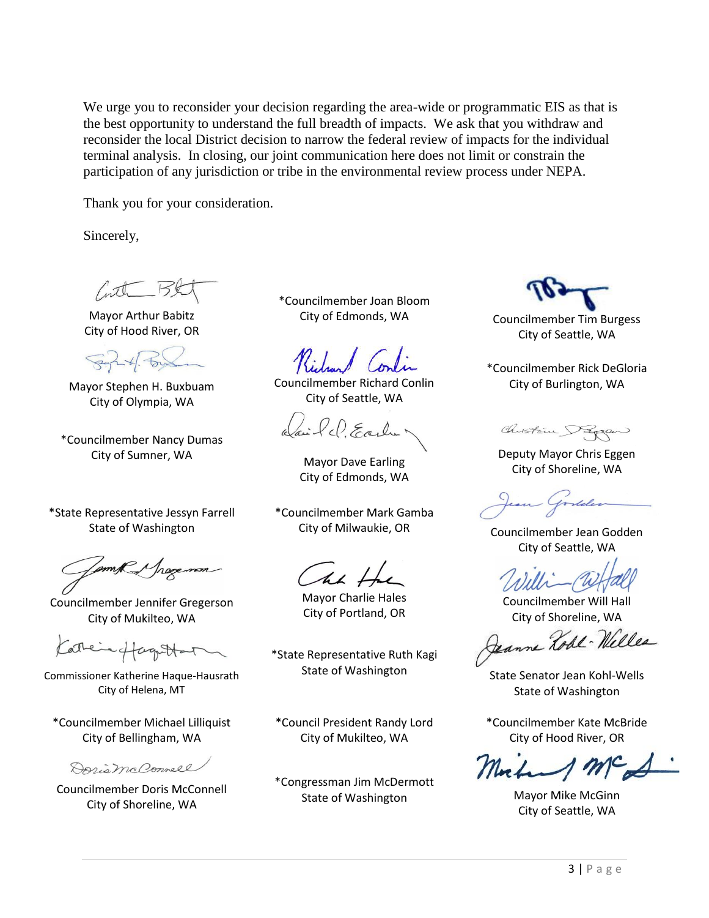We urge you to reconsider your decision regarding the area-wide or programmatic EIS as that is the best opportunity to understand the full breadth of impacts. We ask that you withdraw and reconsider the local District decision to narrow the federal review of impacts for the individual terminal analysis. In closing, our joint communication here does not limit or constrain the participation of any jurisdiction or tribe in the environmental review process under NEPA.

Thank you for your consideration.

Sincerely,

Mayor Arthur Babitz
City of Hood River, OR

Mayor Stephen H. Buxbuam
City of Olympia, WA

*Councilmember Nancy Dumas
City of Sumner, WA

*State Representative Jessyn Farrell
State of Washington

Councilmember Jennifer Gregerson
City of Mukilteo, WA

Commissioner Katherine Haque-Hausrath
City of Helena, MT

*Councilmember Michael Lilliquist
City of Bellingham, WA

Councilmember Doris McConnell
City of Shoreline, WA

*Councilmember Joan Bloom
City of Edmonds, WA

Councilmember Richard Conlin
City of Seattle, WA

Mayor Dave Earling
City of Edmonds, WA

*Councilmember Mark Gamba
City of Milwaukie, OR

Mayor Charlie Hales
City of Portland, OR

*State Representative Ruth Kagi
State of Washington

*Council President Randy Lord
City of Mukilteo, WA

*Congressman Jim McDermott
State of Washington

Councilmember Tim Burgess
City of Seattle, WA

*Councilmember Rick DeGloria
City of Burlington, WA

Deputy Mayor Chris Eggen
City of Shoreline, WA

Councilmember Jean Godden
City of Seattle, WA

Councilmember Will Hall
City of Shoreline, WA

State Senator Jean Kohl-Wells
State of Washington

*Councilmember Kate McBride
City of Hood River, OR

Mayor Mike McGinn
City of Seattle, WA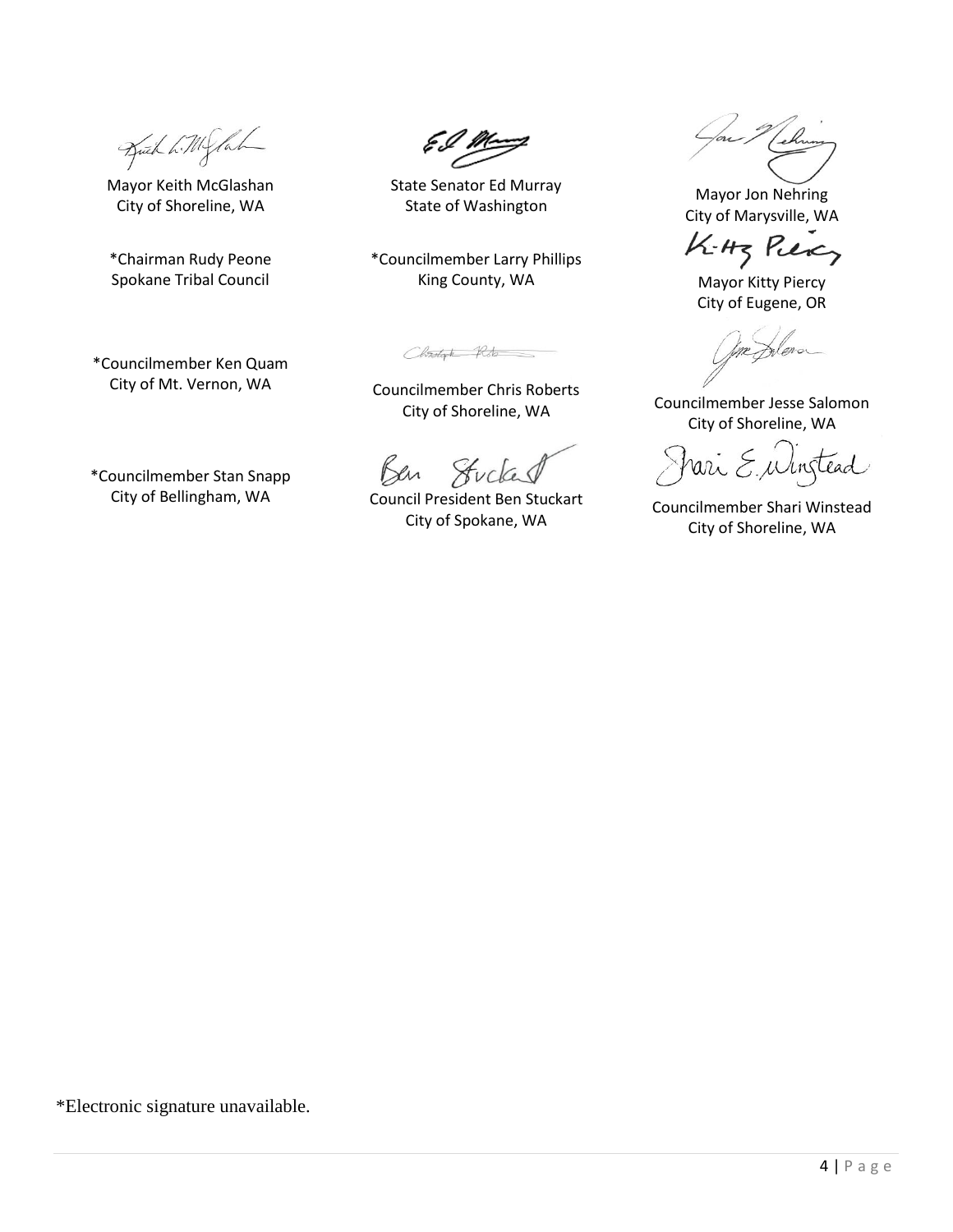Mayor Keith McGlashan
City of Shoreline, WA

State Senator Ed Murray
State of Washington

Mayor Jon Nehring
City of Marysville, WA

*Chairman Rudy Peone
Spokane Tribal Council

*Councilmember Larry Phillips
King County, WA

Mayor Kitty Piercy
City of Eugene, OR

*Councilmember Ken Quam
City of Mt. Vernon, WA

Councilmember Chris Roberts
City of Shoreline, WA

Councilmember Jesse Salomon
City of Shoreline, WA

*Councilmember Stan Snapp
City of Bellingham, WA

Council President Ben Stuckart
City of Spokane, WA

Councilmember Shari Winstead
City of Shoreline, WA

*Electronic signature unavailable.